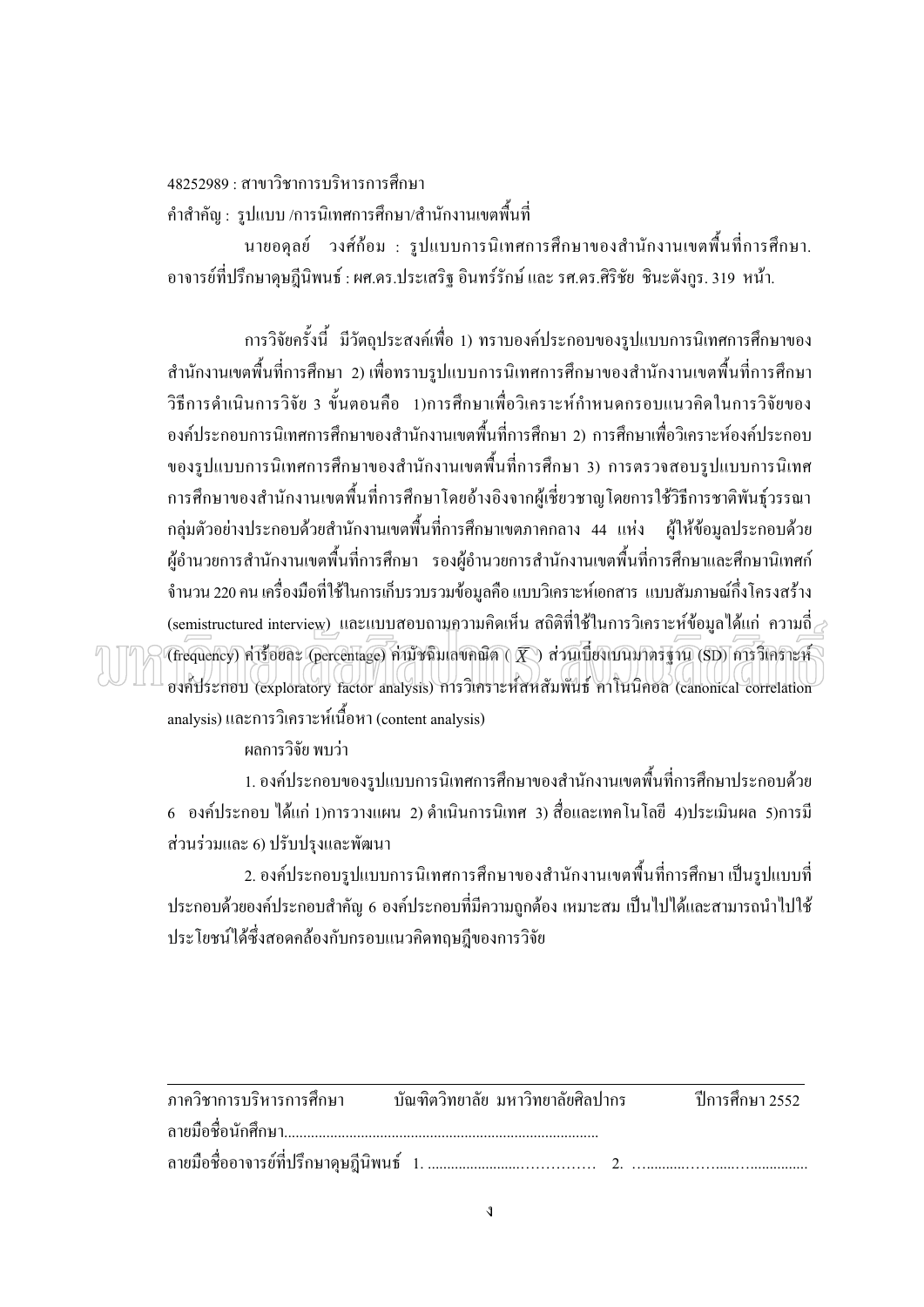48252989 : สาขาวิชาการบริหารการศึกษา

คำสำคัญ : รูปแบบ /การนิเทศการศึกษา/สำนักงานเขตพื้นที่

นายอดุลย์ วงศ์ก้อม : รูปแบบการนิเทศการศึกษาของสำนักงานเขตพื้นที่การศึกษา. อาจารย์ที่ปรึกษาดุษฎีนิพนธ์ : ผศ.ดร.ประเสริฐ อินทร์รักษ์ และ รศ.ดร.ศิริชัย ชินะตังกูร. 319 หน้า.

การวิจัยครั้งนี้ มีวัตถุประสงค์เพื่อ 1) ทราบองค์ประกอบของรูปแบบการนิเทศการศึกษาของสำนักงานเขตพื้นที่การศึกษา 2) เพื่อทราบรูปแบบการนิเทศการศึกษาของสำนักงานเขตพื้นที่การศึกษา วิธีการดำเนินการวิจัย 3 ขั้นตอนคือ 1)การศึกษาเพื่อวิเคราะห์กำหนดกรอบแนวคิดในการวิจัยขององค์ประกอบการนิเทศการศึกษาของสำนักงานเขตพื้นที่การศึกษา 2) การศึกษาเพื่อวิเคราะห์องค์ประกอบของรูปแบบการนิเทศการศึกษาของสำนักงานเขตพื้นที่การศึกษา 3) การตรวจสอบรูปแบบการนิเทศการศึกษาของสำนักงานเขตพื้นที่การศึกษาโดยอ้างอิงจากผู้เชี่ยวชาญโดยการใช้วิธีการชาติพันธุ์วรรณา กลุ่มตัวอย่างประกอบด้วยสำนักงานเขตพื้นที่การศึกษาเขตภาคกลาง 44 แห่ง ผู้ให้ข้อมูลประกอบด้วยผู้อำนวยการสำนักงานเขตพื้นที่การศึกษา รองผู้อำนวยการสำนักงานเขตพื้นที่การศึกษาและศึกษานิเทศก์ จำนวน 220 คน เครื่องมือที่ใช้ในการเก็บรวบรวมข้อมูลคือ แบบวิเคราะห์เอกสาร แบบสัมภาษณ์กึ่งโครงสร้าง (semistructured interview) และแบบสอบถามความคิดเห็น สถิติที่ใช้ในการวิเคราะห์ข้อมูลได้แก่ ความถี่ (frequency) ค่าร้อยละ (percentage) ค่ามัชฌิมเลขคณิต ( $\bar{X}$ ) ส่วนเบี่ยงเบนมาตรฐาน (SD) การวิเคราะห์องค์ประกอบ (exploratory factor analysis) การวิเคราะห์สหสัมพันธ์ คาโนนิคอล (canonical correlation analysis) และการวิเคราะห์เนื้อหา (content analysis)

ผลการวิจัย พบว่า

1. องค์ประกอบของรูปแบบการนิเทศการศึกษาของสำนักงานเขตพื้นที่การศึกษาประกอบด้วย 6 องค์ประกอบ ได้แก่ 1)การวางแผน 2) ดำเนินการนิเทศ 3) สื่อและเทคโนโลยี 4)ประเมินผล 5)การมีส่วนร่วมและ 6) ปรับปรุงและพัฒนา

2. องค์ประกอบรูปแบบการนิเทศการศึกษาของสำนักงานเขตพื้นที่การศึกษา เป็นรูปแบบที่ประกอบด้วยองค์ประกอบสำคัญ 6 องค์ประกอบที่มีความถูกต้อง เหมาะสม เป็นไปได้และสามารถนำไปใช้ประโยชน์ได้ซึ่งสอดคล้องกับกรอบแนวคิดทฤษฎีของการวิจัย

---

ภาควิชาการบริหารการศึกษา บัณฑิตวิทยาลัย มหาวิทยาลัยศิลปากร ปีการศึกษา 2552

ลายมือชื่อนักศึกษา................................................................................

ลายมือชื่ออาจารย์ที่ปรึกษาดุษฎีนิพนธ์ 1. .......................…………… 2. ….........……....….............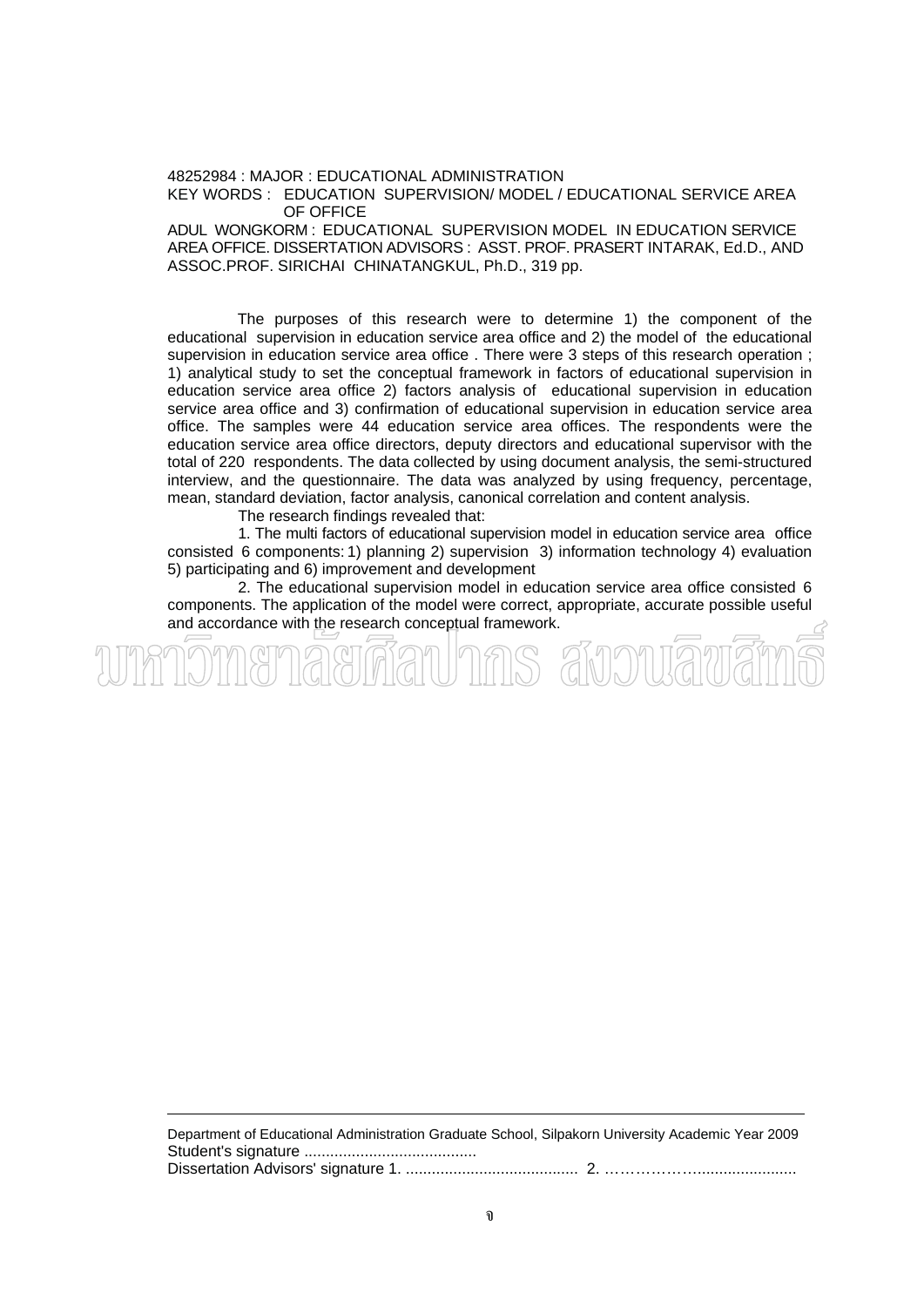48252984 : MAJOR : EDUCATIONAL ADMINISTRATION

KEY WORDS : EDUCATION SUPERVISION/ MODEL / EDUCATIONAL SERVICE AREA OF OFFICE

ADUL WONGKORM : EDUCATIONAL SUPERVISION MODEL IN EDUCATION SERVICE AREA OFFICE. DISSERTATION ADVISORS : ASST. PROF. PRASERT INTARAK, Ed.D., AND ASSOC.PROF. SIRICHAI CHINATANGKUL, Ph.D., 319 pp.

The purposes of this research were to determine 1) the component of the educational supervision in education service area office and 2) the model of the educational supervision in education service area office . There were 3 steps of this research operation ; 1) analytical study to set the conceptual framework in factors of educational supervision in education service area office 2) factors analysis of educational supervision in education service area office and 3) confirmation of educational supervision in education service area office. The samples were 44 education service area offices. The respondents were the education service area office directors, deputy directors and educational supervisor with the total of 220 respondents. The data collected by using document analysis, the semi-structured interview, and the questionnaire. The data was analyzed by using frequency, percentage, mean, standard deviation, factor analysis, canonical correlation and content analysis.

The research findings revealed that:

1. The multi factors of educational supervision model in education service area office consisted 6 components: 1) planning 2) supervision 3) information technology 4) evaluation 5) participating and 6) improvement and development

2. The educational supervision model in education service area office consisted 6 components. The application of the model were correct, appropriate, accurate possible useful and accordance with the research conceptual framework.

---

Department of Educational Administration Graduate School, Silpakorn University Academic Year 2009

Student's signature ........................................

Dissertation Advisors' signature 1. ........................................ 2. ………………........................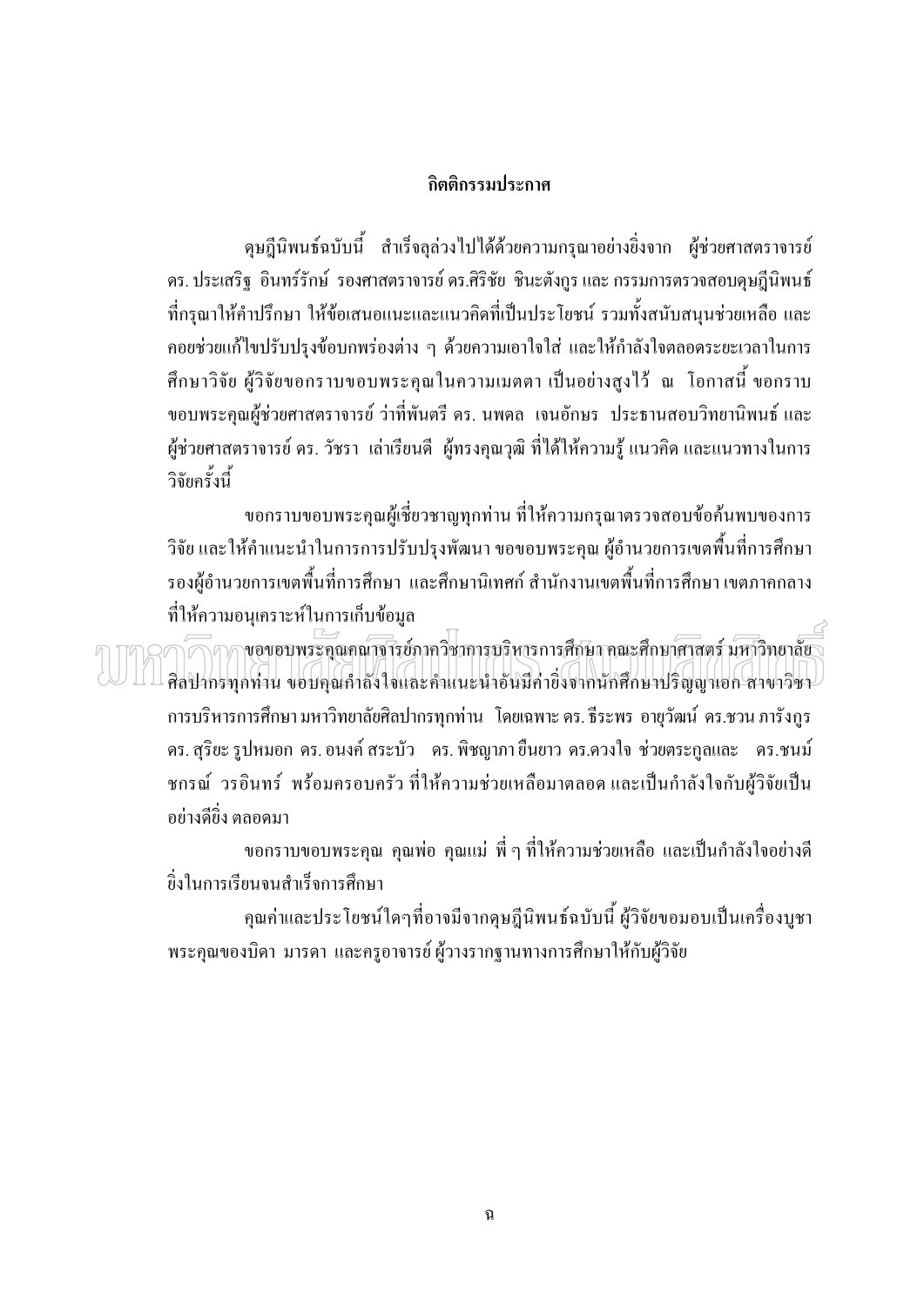**กิตติกรรมประกาศ**

ดุษฎีนิพนธ์ฉบับนี้ สำเร็จลุล่วงไปได้ด้วยความกรุณาอย่างยิ่งจาก ผู้ช่วยศาสตราจารย์ ดร. ประเสริฐ อินทร์รักษ์ รองศาสตราจารย์ ดร.ศิริชัย ชินะตังกูร และ กรรมการตรวจสอบดุษฎีนิพนธ์ ที่กรุณาให้คำปรึกษา ให้ข้อเสนอแนะและแนวคิดที่เป็นประโยชน์ รวมทั้งสนับสนุนช่วยเหลือ และคอยช่วยแก้ไขปรับปรุงข้อบกพร่องต่าง ๆ ด้วยความเอาใจใส่ และให้กำลังใจตลอดระยะเวลาในการศึกษาวิจัย ผู้วิจัยขอกราบขอบพระคุณในความเมตตา เป็นอย่างสูงไว้ ณ โอกาสนี้ ขอกราบขอบพระคุณผู้ช่วยศาสตราจารย์ ว่าที่พันตรี ดร. นพดล เจนอักษร ประธานสอบวิทยานิพนธ์ และ ผู้ช่วยศาสตราจารย์ ดร. วัชรา เล่าเรียนดี ผู้ทรงคุณวุฒิ ที่ได้ให้ความรู้ แนวคิด และแนวทางในการวิจัยครั้งนี้

ขอกราบขอบพระคุณผู้เชี่ยวชาญทุกท่าน ที่ให้ความกรุณาตรวจสอบข้อค้นพบของการวิจัย และให้คำแนะนำในการการปรับปรุงพัฒนา ขอขอบพระคุณ ผู้อำนวยการเขตพื้นที่การศึกษา รองผู้อำนวยการเขตพื้นที่การศึกษา และศึกษานิเทศก์ สำนักงานเขตพื้นที่การศึกษา เขตภาคกลาง ที่ให้ความอนุเคราะห์ในการเก็บข้อมูล

ขอขอบพระคุณคณาจารย์ภาควิชาการบริหารการศึกษา คณะศึกษาศาสตร์ มหาวิทยาลัยศิลปากรทุกท่าน ขอบคุณกำลังใจและคำแนะนำอันมีค่ายิ่งจากนักศึกษาปริญญาเอก สาขาวิชาการบริหารการศึกษา มหาวิทยาลัยศิลปากรทุกท่าน โดยเฉพาะ ดร. ธีระพร อายุวัฒน์ ดร.ชวน ภารังกูร ดร. สุริยะ รูปหมอก ดร. อนงค์ สระบัว ดร. พิชญาภา ยืนยาว ดร.ดวงใจ ช่วยตระกูลและ ดร.ชนม์ชกรณ์ วรอินทร์ พร้อมครอบครัว ที่ให้ความช่วยเหลือมาตลอด และเป็นกำลังใจกับผู้วิจัยเป็นอย่างดียิ่ง ตลอดมา

ขอกราบขอบพระคุณ คุณพ่อ คุณแม่ พี่ ๆ ที่ให้ความช่วยเหลือ และเป็นกำลังใจอย่างดียิ่งในการเรียนจนสำเร็จการศึกษา

คุณค่าและประโยชน์ใดๆที่อาจมีจากดุษฎีนิพนธ์ฉบับนี้ ผู้วิจัยขอมอบเป็นเครื่องบูชาพระคุณของบิดา มารดา และครูอาจารย์ ผู้วางรากฐานทางการศึกษาให้กับผู้วิจัย